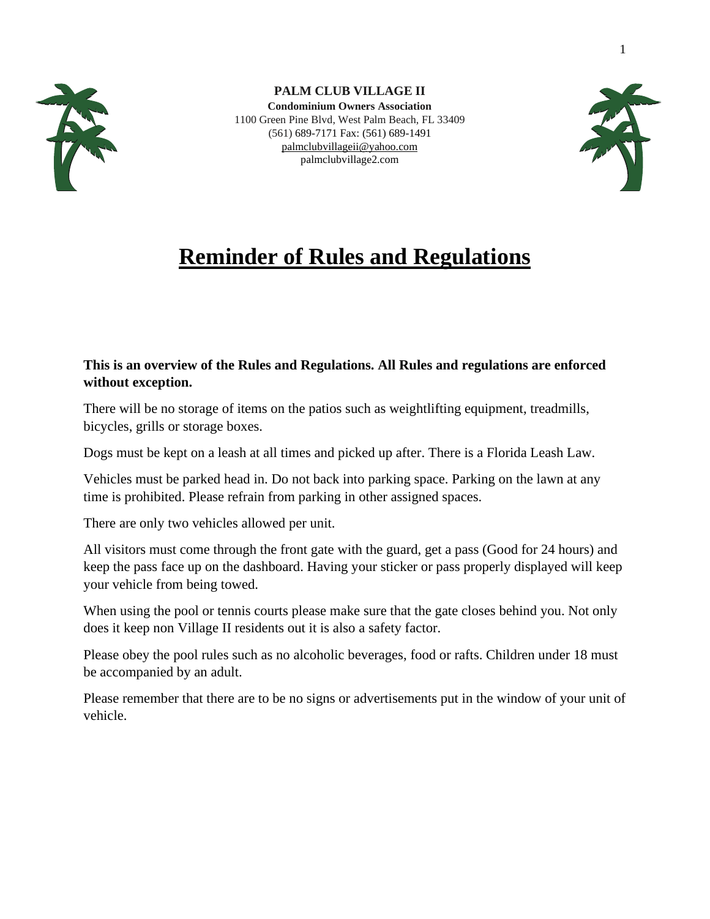**PALM CLUB VILLAGE II**
**Condominium Owners Association**
1100 Green Pine Blvd, West Palm Beach, FL 33409
(561) 689-7171 Fax: (561) 689-1491
palmclubvillageii@yahoo.com
palmclubvillage2.com

# Reminder of Rules and Regulations

**This is an overview of the Rules and Regulations. All Rules and regulations are enforced without exception.**

There will be no storage of items on the patios such as weightlifting equipment, treadmills, bicycles, grills or storage boxes.

Dogs must be kept on a leash at all times and picked up after. There is a Florida Leash Law.

Vehicles must be parked head in. Do not back into parking space. Parking on the lawn at any time is prohibited. Please refrain from parking in other assigned spaces.

There are only two vehicles allowed per unit.

All visitors must come through the front gate with the guard, get a pass (Good for 24 hours) and keep the pass face up on the dashboard. Having your sticker or pass properly displayed will keep your vehicle from being towed.

When using the pool or tennis courts please make sure that the gate closes behind you. Not only does it keep non Village II residents out it is also a safety factor.

Please obey the pool rules such as no alcoholic beverages, food or rafts. Children under 18 must be accompanied by an adult.

Please remember that there are to be no signs or advertisements put in the window of your unit of vehicle.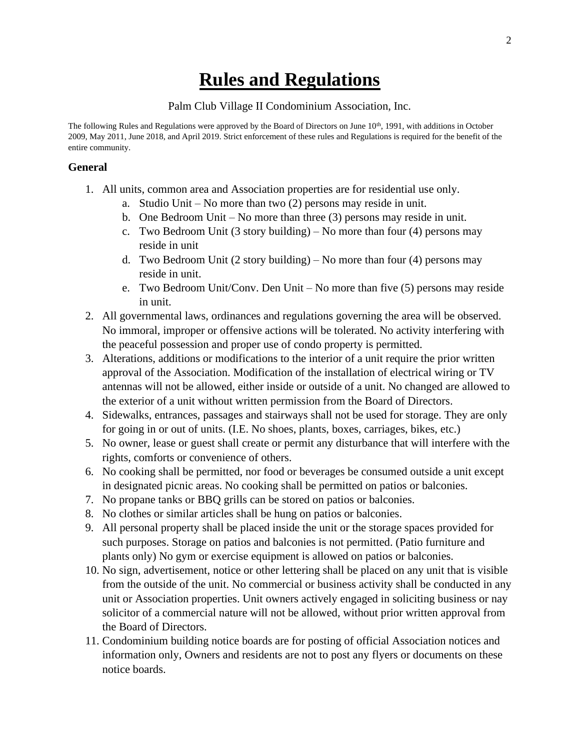# Rules and Regulations

Palm Club Village II Condominium Association, Inc.

The following Rules and Regulations were approved by the Board of Directors on June 10th, 1991, with additions in October 2009, May 2011, June 2018, and April 2019. Strict enforcement of these rules and Regulations is required for the benefit of the entire community.

### General

1. All units, common area and Association properties are for residential use only.
   a. Studio Unit – No more than two (2) persons may reside in unit.
   b. One Bedroom Unit – No more than three (3) persons may reside in unit.
   c. Two Bedroom Unit (3 story building) – No more than four (4) persons may reside in unit
   d. Two Bedroom Unit (2 story building) – No more than four (4) persons may reside in unit.
   e. Two Bedroom Unit/Conv. Den Unit – No more than five (5) persons may reside in unit.
2. All governmental laws, ordinances and regulations governing the area will be observed. No immoral, improper or offensive actions will be tolerated. No activity interfering with the peaceful possession and proper use of condo property is permitted.
3. Alterations, additions or modifications to the interior of a unit require the prior written approval of the Association. Modification of the installation of electrical wiring or TV antennas will not be allowed, either inside or outside of a unit. No changed are allowed to the exterior of a unit without written permission from the Board of Directors.
4. Sidewalks, entrances, passages and stairways shall not be used for storage. They are only for going in or out of units. (I.E. No shoes, plants, boxes, carriages, bikes, etc.)
5. No owner, lease or guest shall create or permit any disturbance that will interfere with the rights, comforts or convenience of others.
6. No cooking shall be permitted, nor food or beverages be consumed outside a unit except in designated picnic areas. No cooking shall be permitted on patios or balconies.
7. No propane tanks or BBQ grills can be stored on patios or balconies.
8. No clothes or similar articles shall be hung on patios or balconies.
9. All personal property shall be placed inside the unit or the storage spaces provided for such purposes. Storage on patios and balconies is not permitted. (Patio furniture and plants only) No gym or exercise equipment is allowed on patios or balconies.
10. No sign, advertisement, notice or other lettering shall be placed on any unit that is visible from the outside of the unit. No commercial or business activity shall be conducted in any unit or Association properties. Unit owners actively engaged in soliciting business or nay solicitor of a commercial nature will not be allowed, without prior written approval from the Board of Directors.
11. Condominium building notice boards are for posting of official Association notices and information only, Owners and residents are not to post any flyers or documents on these notice boards.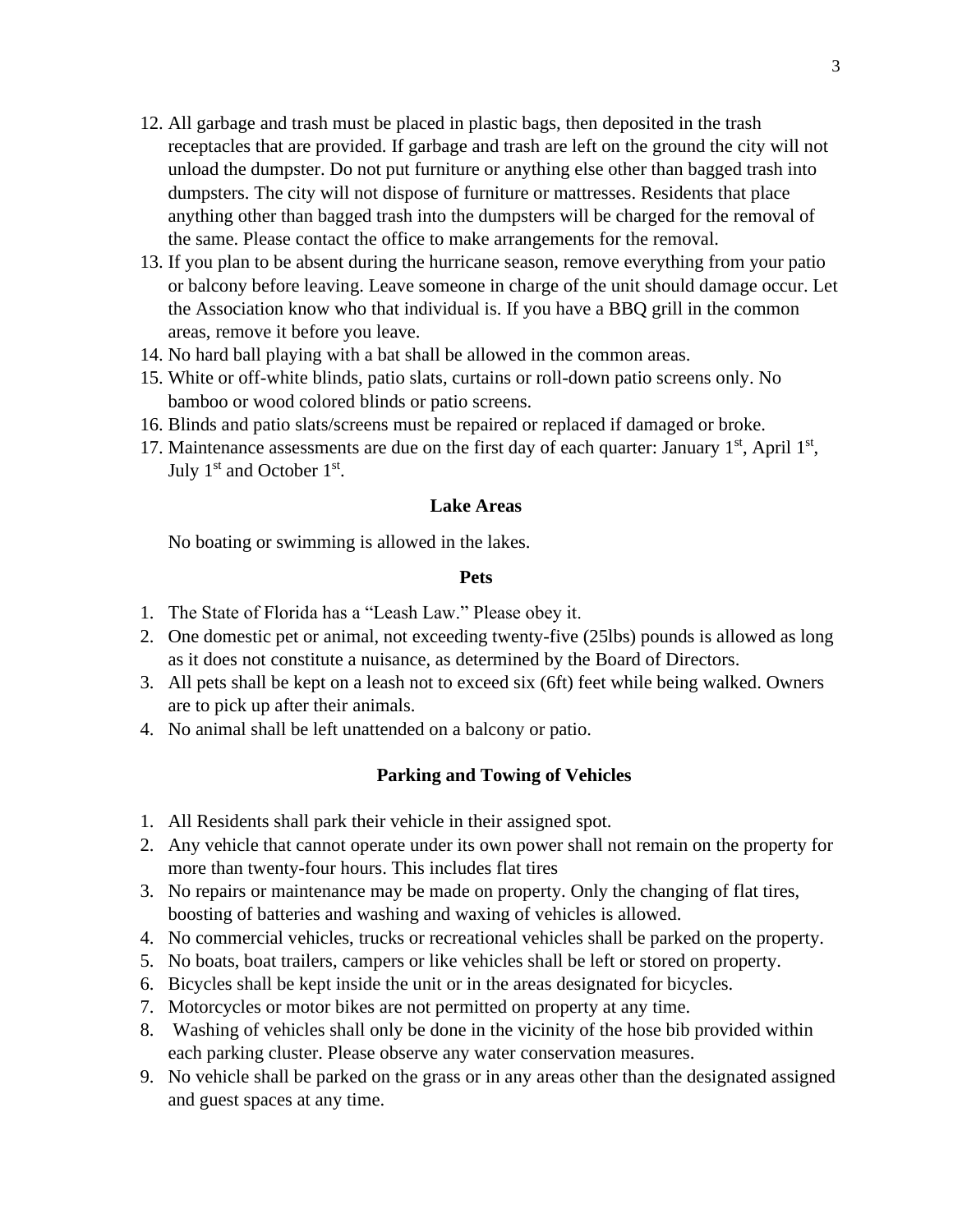12. All garbage and trash must be placed in plastic bags, then deposited in the trash receptacles that are provided. If garbage and trash are left on the ground the city will not unload the dumpster. Do not put furniture or anything else other than bagged trash into dumpsters. The city will not dispose of furniture or mattresses. Residents that place anything other than bagged trash into the dumpsters will be charged for the removal of the same. Please contact the office to make arrangements for the removal.
13. If you plan to be absent during the hurricane season, remove everything from your patio or balcony before leaving. Leave someone in charge of the unit should damage occur. Let the Association know who that individual is. If you have a BBQ grill in the common areas, remove it before you leave.
14. No hard ball playing with a bat shall be allowed in the common areas.
15. White or off-white blinds, patio slats, curtains or roll-down patio screens only. No bamboo or wood colored blinds or patio screens.
16. Blinds and patio slats/screens must be repaired or replaced if damaged or broke.
17. Maintenance assessments are due on the first day of each quarter: January 1st, April 1st, July 1st and October 1st.

### Lake Areas

No boating or swimming is allowed in the lakes.

### Pets

1. The State of Florida has a "Leash Law." Please obey it.
2. One domestic pet or animal, not exceeding twenty-five (25lbs) pounds is allowed as long as it does not constitute a nuisance, as determined by the Board of Directors.
3. All pets shall be kept on a leash not to exceed six (6ft) feet while being walked. Owners are to pick up after their animals.
4. No animal shall be left unattended on a balcony or patio.

### Parking and Towing of Vehicles

1. All Residents shall park their vehicle in their assigned spot.
2. Any vehicle that cannot operate under its own power shall not remain on the property for more than twenty-four hours. This includes flat tires
3. No repairs or maintenance may be made on property. Only the changing of flat tires, boosting of batteries and washing and waxing of vehicles is allowed.
4. No commercial vehicles, trucks or recreational vehicles shall be parked on the property.
5. No boats, boat trailers, campers or like vehicles shall be left or stored on property.
6. Bicycles shall be kept inside the unit or in the areas designated for bicycles.
7. Motorcycles or motor bikes are not permitted on property at any time.
8. Washing of vehicles shall only be done in the vicinity of the hose bib provided within each parking cluster. Please observe any water conservation measures.
9. No vehicle shall be parked on the grass or in any areas other than the designated assigned and guest spaces at any time.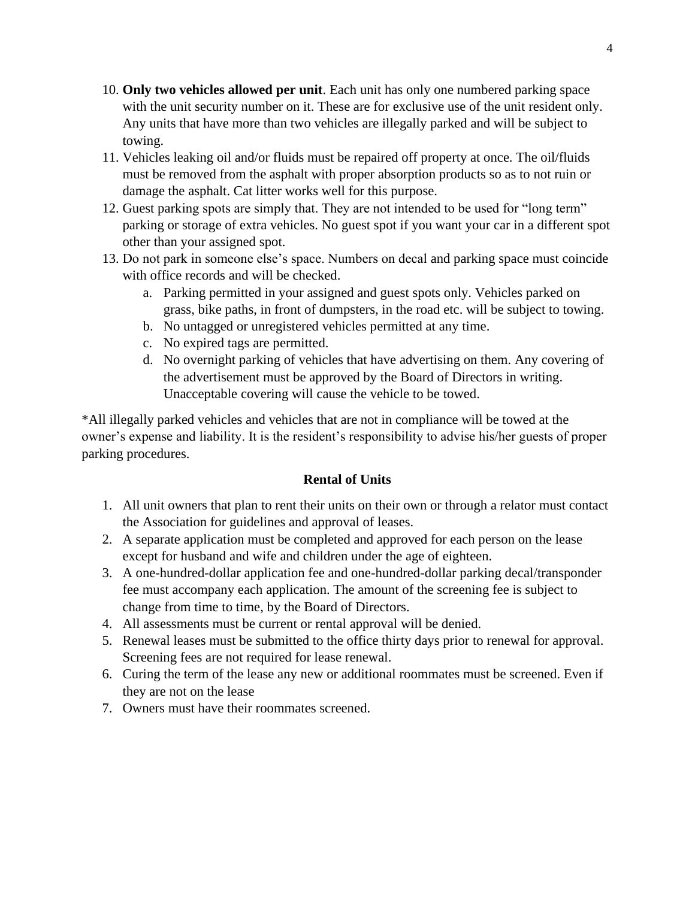10. **Only two vehicles allowed per unit**. Each unit has only one numbered parking space with the unit security number on it. These are for exclusive use of the unit resident only. Any units that have more than two vehicles are illegally parked and will be subject to towing.
11. Vehicles leaking oil and/or fluids must be repaired off property at once. The oil/fluids must be removed from the asphalt with proper absorption products so as to not ruin or damage the asphalt. Cat litter works well for this purpose.
12. Guest parking spots are simply that. They are not intended to be used for "long term" parking or storage of extra vehicles. No guest spot if you want your car in a different spot other than your assigned spot.
13. Do not park in someone else's space. Numbers on decal and parking space must coincide with office records and will be checked.
    a. Parking permitted in your assigned and guest spots only. Vehicles parked on grass, bike paths, in front of dumpsters, in the road etc. will be subject to towing.
    b. No untagged or unregistered vehicles permitted at any time.
    c. No expired tags are permitted.
    d. No overnight parking of vehicles that have advertising on them. Any covering of the advertisement must be approved by the Board of Directors in writing. Unacceptable covering will cause the vehicle to be towed.

*All illegally parked vehicles and vehicles that are not in compliance will be towed at the owner's expense and liability. It is the resident's responsibility to advise his/her guests of proper parking procedures.

### Rental of Units

1. All unit owners that plan to rent their units on their own or through a relator must contact the Association for guidelines and approval of leases.
2. A separate application must be completed and approved for each person on the lease except for husband and wife and children under the age of eighteen.
3. A one-hundred-dollar application fee and one-hundred-dollar parking decal/transponder fee must accompany each application. The amount of the screening fee is subject to change from time to time, by the Board of Directors.
4. All assessments must be current or rental approval will be denied.
5. Renewal leases must be submitted to the office thirty days prior to renewal for approval. Screening fees are not required for lease renewal.
6. Curing the term of the lease any new or additional roommates must be screened. Even if they are not on the lease
7. Owners must have their roommates screened.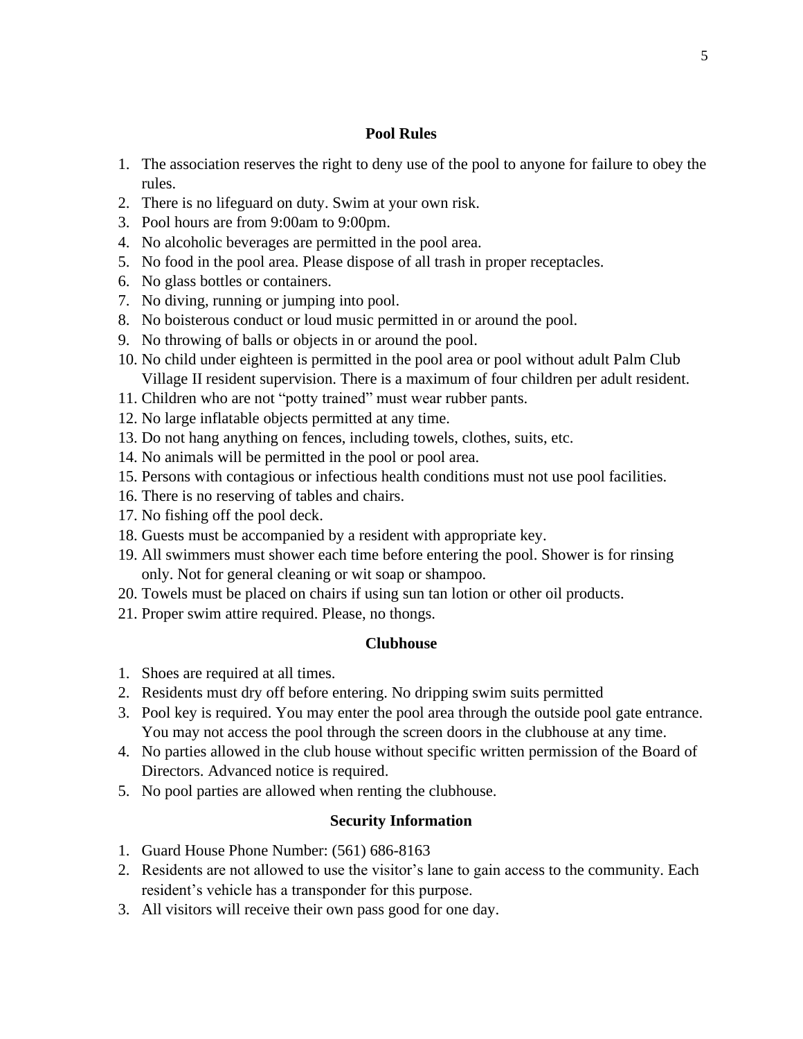## Pool Rules

1. The association reserves the right to deny use of the pool to anyone for failure to obey the rules.
2. There is no lifeguard on duty. Swim at your own risk.
3. Pool hours are from 9:00am to 9:00pm.
4. No alcoholic beverages are permitted in the pool area.
5. No food in the pool area. Please dispose of all trash in proper receptacles.
6. No glass bottles or containers.
7. No diving, running or jumping into pool.
8. No boisterous conduct or loud music permitted in or around the pool.
9. No throwing of balls or objects in or around the pool.
10. No child under eighteen is permitted in the pool area or pool without adult Palm Club Village II resident supervision. There is a maximum of four children per adult resident.
11. Children who are not "potty trained" must wear rubber pants.
12. No large inflatable objects permitted at any time.
13. Do not hang anything on fences, including towels, clothes, suits, etc.
14. No animals will be permitted in the pool or pool area.
15. Persons with contagious or infectious health conditions must not use pool facilities.
16. There is no reserving of tables and chairs.
17. No fishing off the pool deck.
18. Guests must be accompanied by a resident with appropriate key.
19. All swimmers must shower each time before entering the pool. Shower is for rinsing only. Not for general cleaning or wit soap or shampoo.
20. Towels must be placed on chairs if using sun tan lotion or other oil products.
21. Proper swim attire required. Please, no thongs.

## Clubhouse

1. Shoes are required at all times.
2. Residents must dry off before entering. No dripping swim suits permitted
3. Pool key is required. You may enter the pool area through the outside pool gate entrance. You may not access the pool through the screen doors in the clubhouse at any time.
4. No parties allowed in the club house without specific written permission of the Board of Directors. Advanced notice is required.
5. No pool parties are allowed when renting the clubhouse.

## Security Information

1. Guard House Phone Number: (561) 686-8163
2. Residents are not allowed to use the visitor's lane to gain access to the community. Each resident's vehicle has a transponder for this purpose.
3. All visitors will receive their own pass good for one day.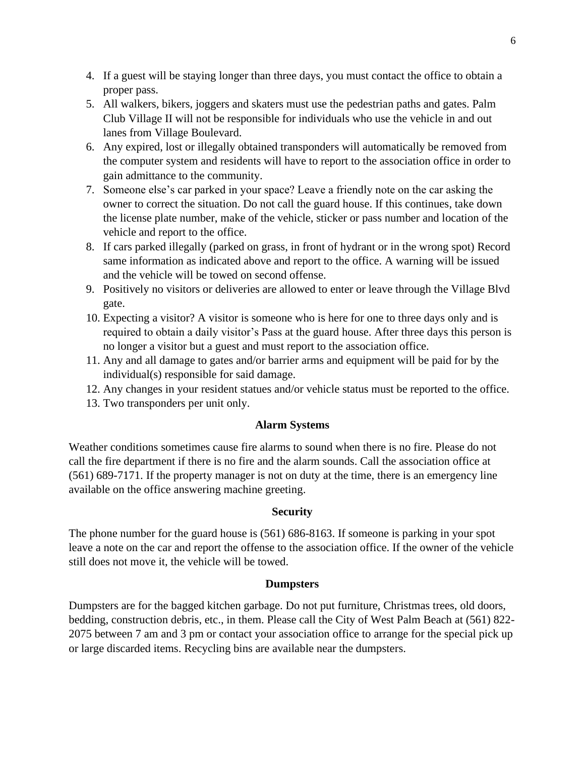4. If a guest will be staying longer than three days, you must contact the office to obtain a proper pass.
5. All walkers, bikers, joggers and skaters must use the pedestrian paths and gates. Palm Club Village II will not be responsible for individuals who use the vehicle in and out lanes from Village Boulevard.
6. Any expired, lost or illegally obtained transponders will automatically be removed from the computer system and residents will have to report to the association office in order to gain admittance to the community.
7. Someone else's car parked in your space? Leave a friendly note on the car asking the owner to correct the situation. Do not call the guard house. If this continues, take down the license plate number, make of the vehicle, sticker or pass number and location of the vehicle and report to the office.
8. If cars parked illegally (parked on grass, in front of hydrant or in the wrong spot) Record same information as indicated above and report to the office. A warning will be issued and the vehicle will be towed on second offense.
9. Positively no visitors or deliveries are allowed to enter or leave through the Village Blvd gate.
10. Expecting a visitor? A visitor is someone who is here for one to three days only and is required to obtain a daily visitor's Pass at the guard house. After three days this person is no longer a visitor but a guest and must report to the association office.
11. Any and all damage to gates and/or barrier arms and equipment will be paid for by the individual(s) responsible for said damage.
12. Any changes in your resident statues and/or vehicle status must be reported to the office.
13. Two transponders per unit only.

### Alarm Systems

Weather conditions sometimes cause fire alarms to sound when there is no fire. Please do not call the fire department if there is no fire and the alarm sounds. Call the association office at (561) 689-7171. If the property manager is not on duty at the time, there is an emergency line available on the office answering machine greeting.

### Security

The phone number for the guard house is (561) 686-8163. If someone is parking in your spot leave a note on the car and report the offense to the association office. If the owner of the vehicle still does not move it, the vehicle will be towed.

### Dumpsters

Dumpsters are for the bagged kitchen garbage. Do not put furniture, Christmas trees, old doors, bedding, construction debris, etc., in them. Please call the City of West Palm Beach at (561) 822-2075 between 7 am and 3 pm or contact your association office to arrange for the special pick up or large discarded items. Recycling bins are available near the dumpsters.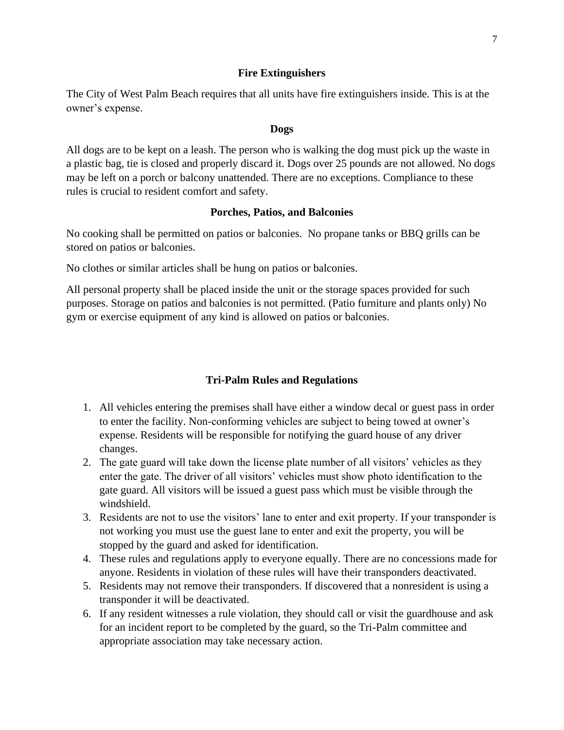### Fire Extinguishers

The City of West Palm Beach requires that all units have fire extinguishers inside. This is at the owner's expense.

### Dogs

All dogs are to be kept on a leash. The person who is walking the dog must pick up the waste in a plastic bag, tie is closed and properly discard it. Dogs over 25 pounds are not allowed. No dogs may be left on a porch or balcony unattended. There are no exceptions. Compliance to these rules is crucial to resident comfort and safety.

### Porches, Patios, and Balconies

No cooking shall be permitted on patios or balconies. No propane tanks or BBQ grills can be stored on patios or balconies.

No clothes or similar articles shall be hung on patios or balconies.

All personal property shall be placed inside the unit or the storage spaces provided for such purposes. Storage on patios and balconies is not permitted. (Patio furniture and plants only) No gym or exercise equipment of any kind is allowed on patios or balconies.

### Tri-Palm Rules and Regulations

1. All vehicles entering the premises shall have either a window decal or guest pass in order to enter the facility. Non-conforming vehicles are subject to being towed at owner's expense. Residents will be responsible for notifying the guard house of any driver changes.
2. The gate guard will take down the license plate number of all visitors' vehicles as they enter the gate. The driver of all visitors' vehicles must show photo identification to the gate guard. All visitors will be issued a guest pass which must be visible through the windshield.
3. Residents are not to use the visitors' lane to enter and exit property. If your transponder is not working you must use the guest lane to enter and exit the property, you will be stopped by the guard and asked for identification.
4. These rules and regulations apply to everyone equally. There are no concessions made for anyone. Residents in violation of these rules will have their transponders deactivated.
5. Residents may not remove their transponders. If discovered that a nonresident is using a transponder it will be deactivated.
6. If any resident witnesses a rule violation, they should call or visit the guardhouse and ask for an incident report to be completed by the guard, so the Tri-Palm committee and appropriate association may take necessary action.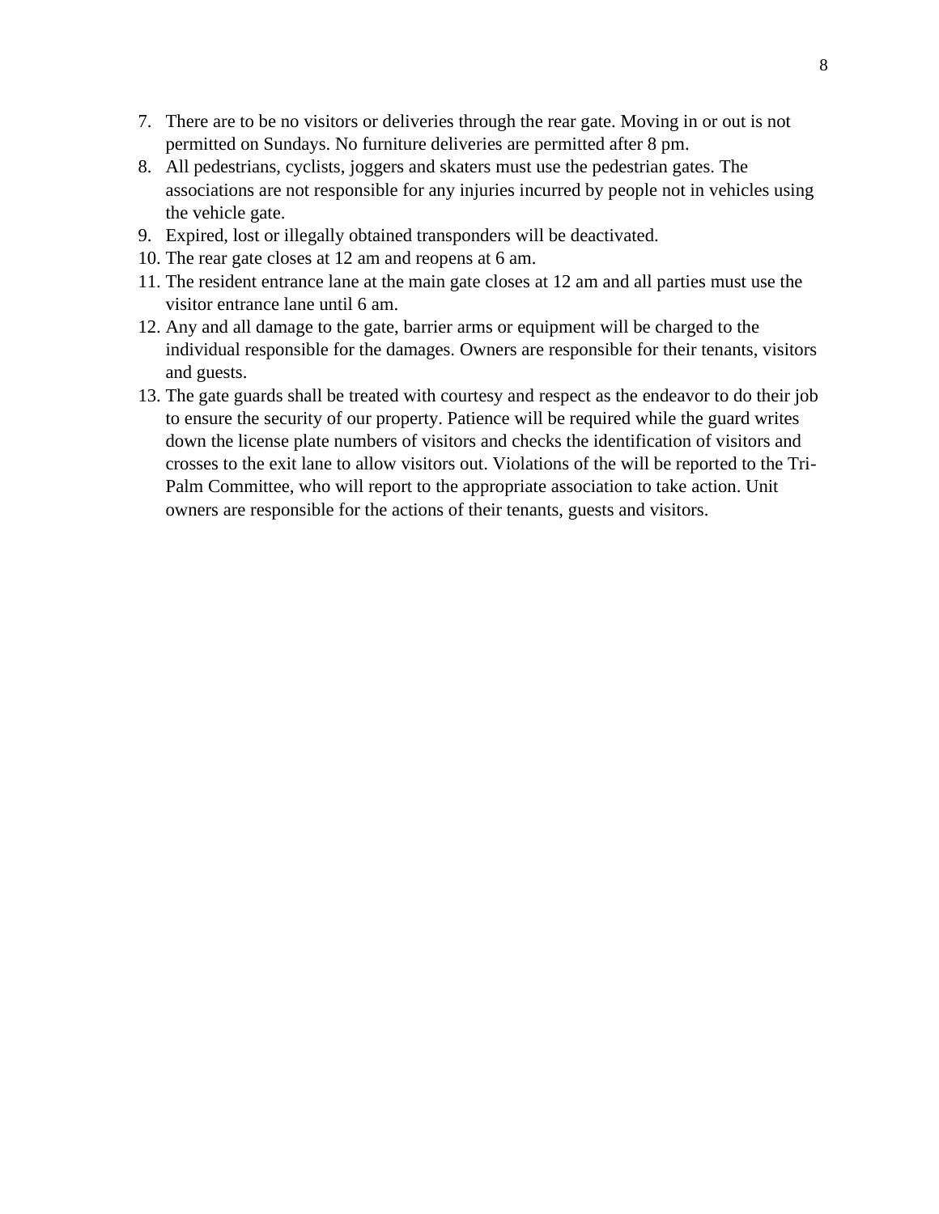7. There are to be no visitors or deliveries through the rear gate. Moving in or out is not permitted on Sundays. No furniture deliveries are permitted after 8 pm.
8. All pedestrians, cyclists, joggers and skaters must use the pedestrian gates. The associations are not responsible for any injuries incurred by people not in vehicles using the vehicle gate.
9. Expired, lost or illegally obtained transponders will be deactivated.
10. The rear gate closes at 12 am and reopens at 6 am.
11. The resident entrance lane at the main gate closes at 12 am and all parties must use the visitor entrance lane until 6 am.
12. Any and all damage to the gate, barrier arms or equipment will be charged to the individual responsible for the damages. Owners are responsible for their tenants, visitors and guests.
13. The gate guards shall be treated with courtesy and respect as the endeavor to do their job to ensure the security of our property. Patience will be required while the guard writes down the license plate numbers of visitors and checks the identification of visitors and crosses to the exit lane to allow visitors out. Violations of the will be reported to the Tri-Palm Committee, who will report to the appropriate association to take action. Unit owners are responsible for the actions of their tenants, guests and visitors.